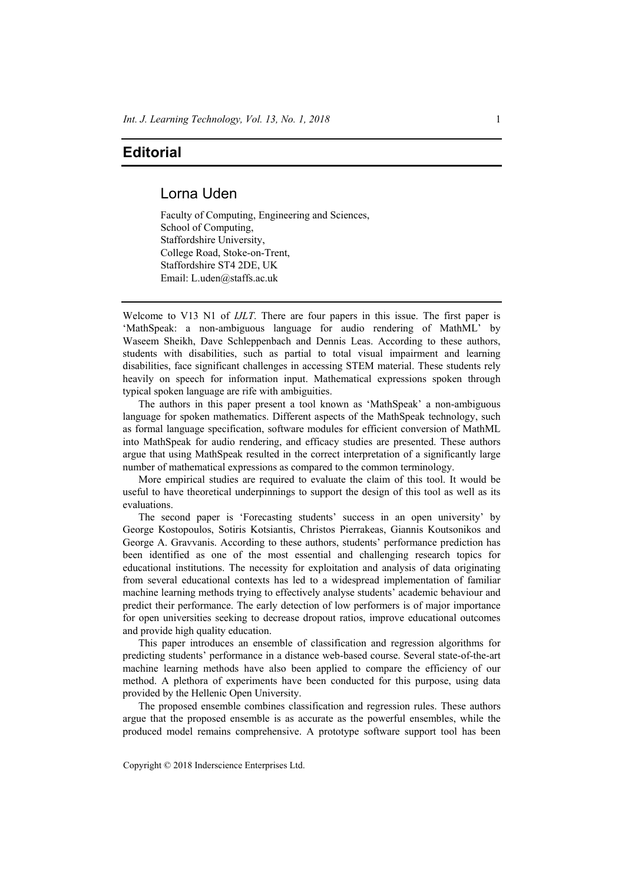# Editorial

## Lorna Uden

Faculty of Computing, Engineering and Sciences,
School of Computing,
Staffordshire University,
College Road, Stoke-on-Trent,
Staffordshire ST4 2DE, UK
Email: L.uden@staffs.ac.uk

---

Welcome to V13 N1 of *IJLT*. There are four papers in this issue. The first paper is 'MathSpeak: a non-ambiguous language for audio rendering of MathML' by Waseem Sheikh, Dave Schleppenbach and Dennis Leas. According to these authors, students with disabilities, such as partial to total visual impairment and learning disabilities, face significant challenges in accessing STEM material. These students rely heavily on speech for information input. Mathematical expressions spoken through typical spoken language are rife with ambiguities.

The authors in this paper present a tool known as 'MathSpeak' a non-ambiguous language for spoken mathematics. Different aspects of the MathSpeak technology, such as formal language specification, software modules for efficient conversion of MathML into MathSpeak for audio rendering, and efficacy studies are presented. These authors argue that using MathSpeak resulted in the correct interpretation of a significantly large number of mathematical expressions as compared to the common terminology.

More empirical studies are required to evaluate the claim of this tool. It would be useful to have theoretical underpinnings to support the design of this tool as well as its evaluations.

The second paper is 'Forecasting students' success in an open university' by George Kostopoulos, Sotiris Kotsiantis, Christos Pierrakeas, Giannis Koutsonikos and George A. Gravvanis. According to these authors, students' performance prediction has been identified as one of the most essential and challenging research topics for educational institutions. The necessity for exploitation and analysis of data originating from several educational contexts has led to a widespread implementation of familiar machine learning methods trying to effectively analyse students' academic behaviour and predict their performance. The early detection of low performers is of major importance for open universities seeking to decrease dropout ratios, improve educational outcomes and provide high quality education.

This paper introduces an ensemble of classification and regression algorithms for predicting students' performance in a distance web-based course. Several state-of-the-art machine learning methods have also been applied to compare the efficiency of our method. A plethora of experiments have been conducted for this purpose, using data provided by the Hellenic Open University.

The proposed ensemble combines classification and regression rules. These authors argue that the proposed ensemble is as accurate as the powerful ensembles, while the produced model remains comprehensive. A prototype software support tool has been

Copyright © 2018 Inderscience Enterprises Ltd.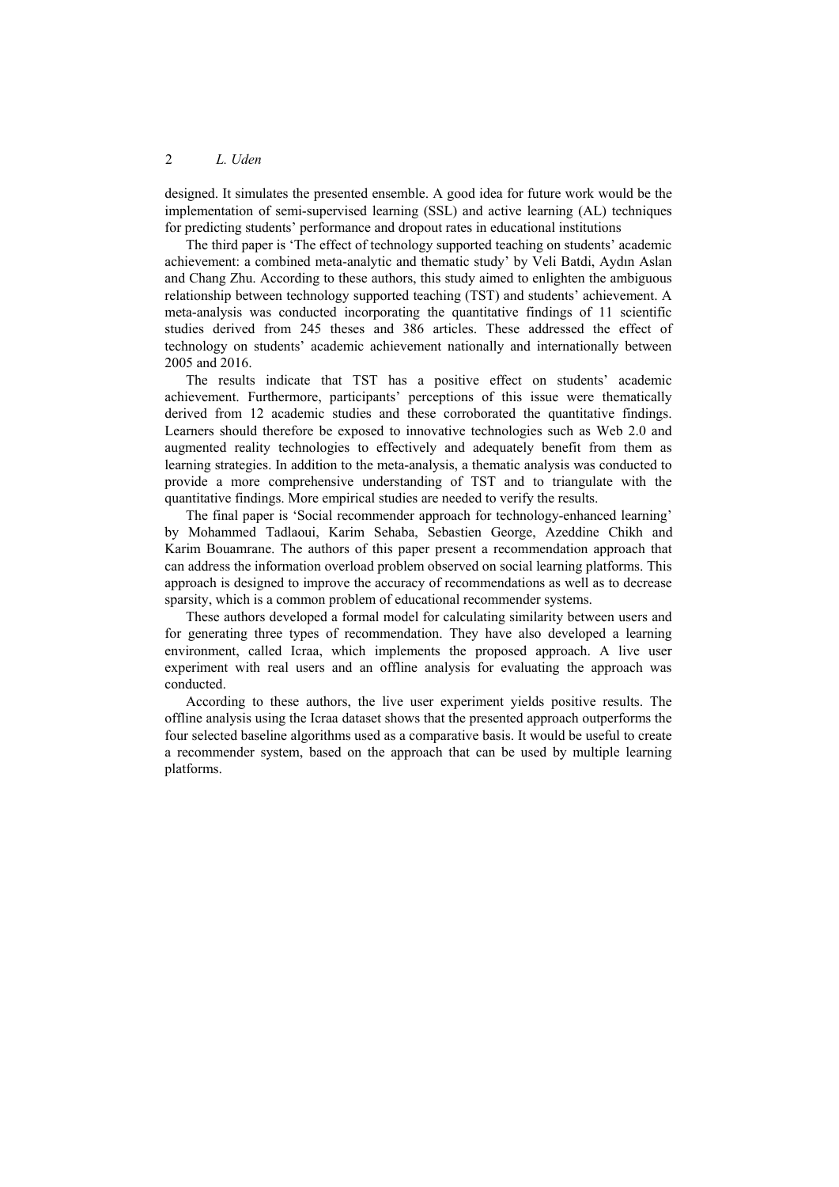designed. It simulates the presented ensemble. A good idea for future work would be the implementation of semi-supervised learning (SSL) and active learning (AL) techniques for predicting students' performance and dropout rates in educational institutions

The third paper is 'The effect of technology supported teaching on students' academic achievement: a combined meta-analytic and thematic study' by Veli Batdi, Aydın Aslan and Chang Zhu. According to these authors, this study aimed to enlighten the ambiguous relationship between technology supported teaching (TST) and students' achievement. A meta-analysis was conducted incorporating the quantitative findings of 11 scientific studies derived from 245 theses and 386 articles. These addressed the effect of technology on students' academic achievement nationally and internationally between 2005 and 2016.

The results indicate that TST has a positive effect on students' academic achievement. Furthermore, participants' perceptions of this issue were thematically derived from 12 academic studies and these corroborated the quantitative findings. Learners should therefore be exposed to innovative technologies such as Web 2.0 and augmented reality technologies to effectively and adequately benefit from them as learning strategies. In addition to the meta-analysis, a thematic analysis was conducted to provide a more comprehensive understanding of TST and to triangulate with the quantitative findings. More empirical studies are needed to verify the results.

The final paper is 'Social recommender approach for technology-enhanced learning' by Mohammed Tadlaoui, Karim Sehaba, Sebastien George, Azeddine Chikh and Karim Bouamrane. The authors of this paper present a recommendation approach that can address the information overload problem observed on social learning platforms. This approach is designed to improve the accuracy of recommendations as well as to decrease sparsity, which is a common problem of educational recommender systems.

These authors developed a formal model for calculating similarity between users and for generating three types of recommendation. They have also developed a learning environment, called Icraa, which implements the proposed approach. A live user experiment with real users and an offline analysis for evaluating the approach was conducted.

According to these authors, the live user experiment yields positive results. The offline analysis using the Icraa dataset shows that the presented approach outperforms the four selected baseline algorithms used as a comparative basis. It would be useful to create a recommender system, based on the approach that can be used by multiple learning platforms.